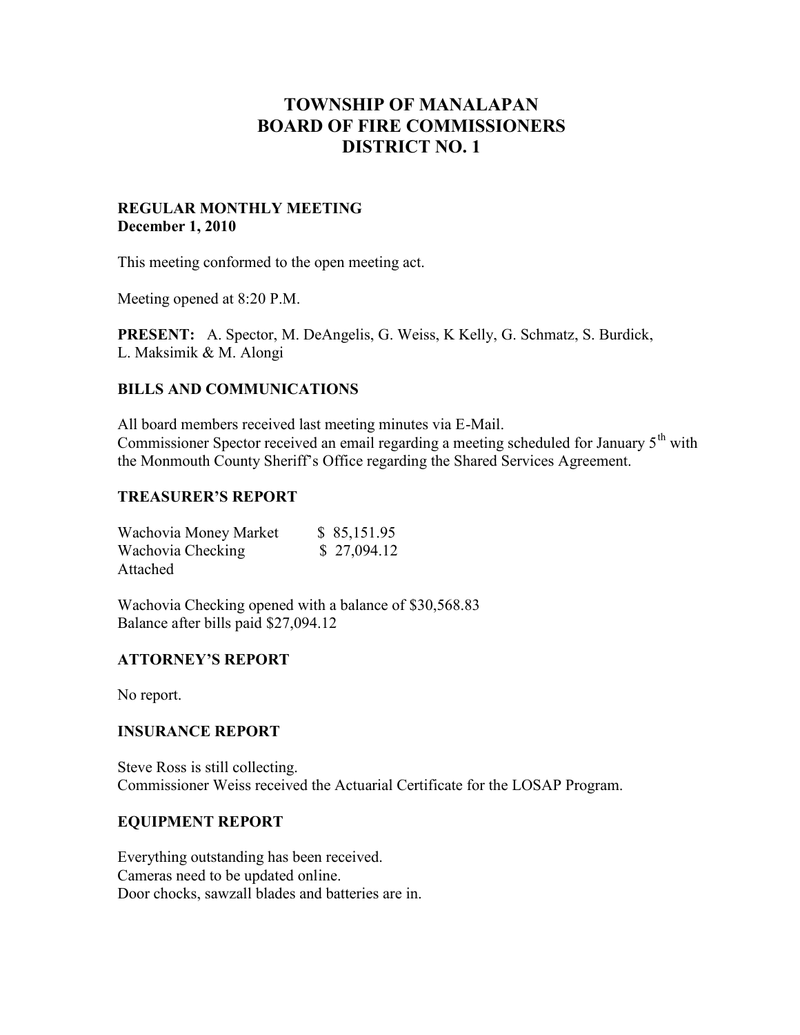# TOWNSHIP OF MANALAPAN
# BOARD OF FIRE COMMISSIONERS
# DISTRICT NO. 1

**REGULAR MONTHLY MEETING**
**December 1, 2010**

This meeting conformed to the open meeting act.

Meeting opened at 8:20 P.M.

**PRESENT:** A. Spector, M. DeAngelis, G. Weiss, K Kelly, G. Schmatz, S. Burdick, L. Maksimik & M. Alongi

## BILLS AND COMMUNICATIONS

All board members received last meeting minutes via E-Mail.
Commissioner Spector received an email regarding a meeting scheduled for January 5th with the Monmouth County Sheriff's Office regarding the Shared Services Agreement.

## TREASURER'S REPORT

| | |
|---|---|
| Wachovia Money Market | $ 85,151.95 |
| Wachovia Checking | $ 27,094.12 |

Attached

Wachovia Checking opened with a balance of $30,568.83
Balance after bills paid $27,094.12

## ATTORNEY'S REPORT

No report.

## INSURANCE REPORT

Steve Ross is still collecting.
Commissioner Weiss received the Actuarial Certificate for the LOSAP Program.

## EQUIPMENT REPORT

Everything outstanding has been received.
Cameras need to be updated online.
Door chocks, sawzall blades and batteries are in.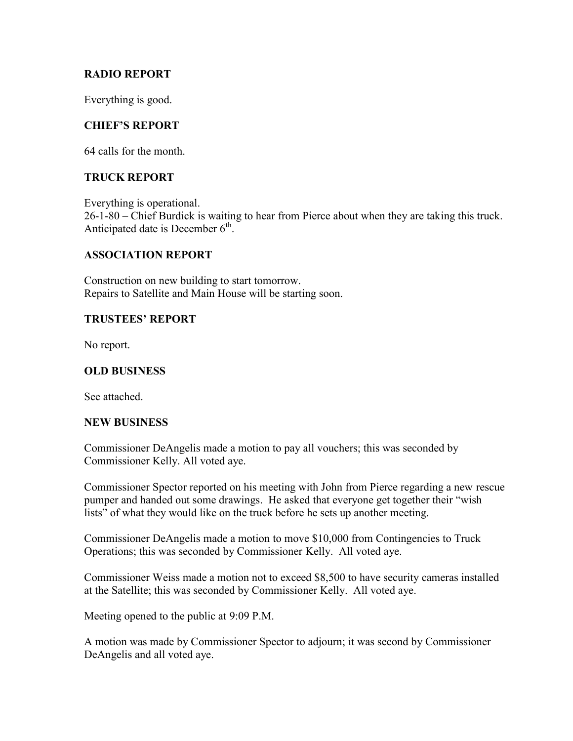## RADIO REPORT

Everything is good.

## CHIEF'S REPORT

64 calls for the month.

## TRUCK REPORT

Everything is operational.
26-1-80 – Chief Burdick is waiting to hear from Pierce about when they are taking this truck. Anticipated date is December 6th.

## ASSOCIATION REPORT

Construction on new building to start tomorrow.
Repairs to Satellite and Main House will be starting soon.

## TRUSTEES' REPORT

No report.

## OLD BUSINESS

See attached.

## NEW BUSINESS

Commissioner DeAngelis made a motion to pay all vouchers; this was seconded by Commissioner Kelly. All voted aye.

Commissioner Spector reported on his meeting with John from Pierce regarding a new rescue pumper and handed out some drawings. He asked that everyone get together their "wish lists" of what they would like on the truck before he sets up another meeting.

Commissioner DeAngelis made a motion to move $10,000 from Contingencies to Truck Operations; this was seconded by Commissioner Kelly. All voted aye.

Commissioner Weiss made a motion not to exceed $8,500 to have security cameras installed at the Satellite; this was seconded by Commissioner Kelly. All voted aye.

Meeting opened to the public at 9:09 P.M.

A motion was made by Commissioner Spector to adjourn; it was second by Commissioner DeAngelis and all voted aye.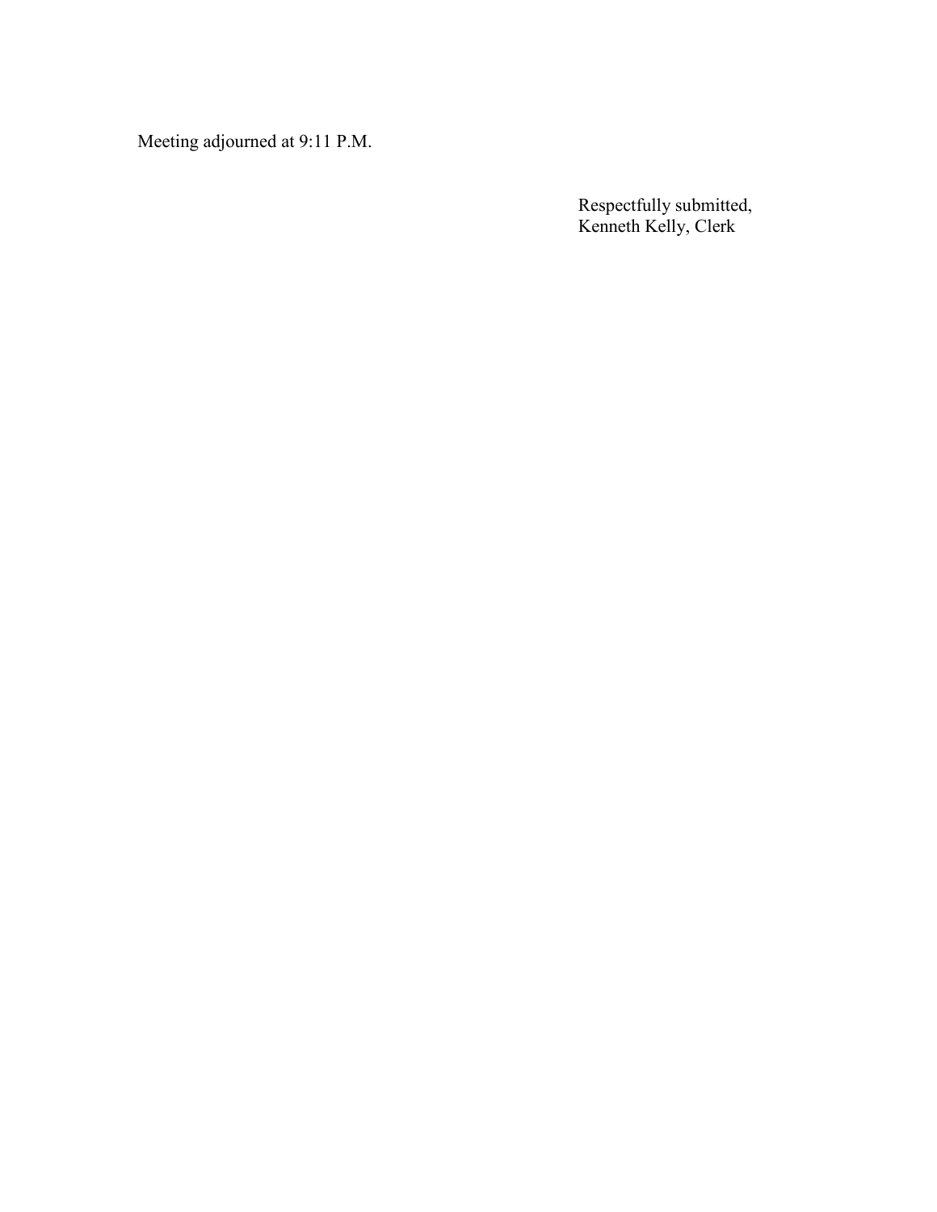Meeting adjourned at 9:11 P.M.

Respectfully submitted,
Kenneth Kelly, Clerk